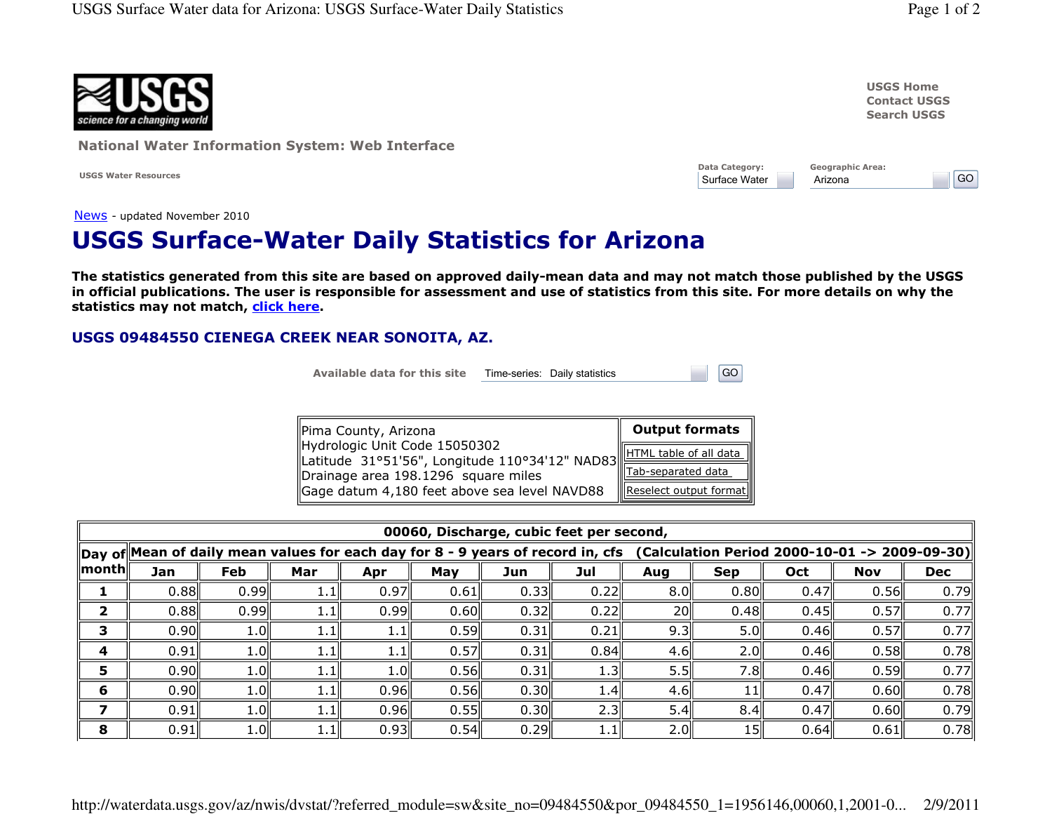USGS Home
Contact USGS
Search USGS

**National Water Information System: Web Interface**

USGS Water Resources

Data Category: Surface Water | Geographic Area: Arizona | GO

News - updated November 2010

# USGS Surface-Water Daily Statistics for Arizona

**The statistics generated from this site are based on approved daily-mean data and may not match those published by the USGS in official publications. The user is responsible for assessment and use of statistics from this site. For more details on why the statistics may not match, click here.**

## USGS 09484550 CIENEGA CREEK NEAR SONOITA, AZ.

Available data for this site: Time-series: Daily statistics | GO

| | Output formats |
|---|---|
| Pima County, Arizona<br>Hydrologic Unit Code 15050302<br>Latitude 31°51'56", Longitude 110°34'12" NAD83<br>Drainage area 198.1296 square miles<br>Gage datum 4,180 feet above sea level NAVD88 | HTML table of all data<br>Tab-separated data<br>Reselect output format |

| 00060, Discharge, cubic feet per second, | | | | | | | | | | | | |
|---|---|---|---|---|---|---|---|---|---|---|---|---|
| Day of month | Mean of daily mean values for each day for 8 - 9 years of record in, cfs (Calculation Period 2000-10-01 -> 2009-09-30) | | | | | | | | | | | |
| | Jan | Feb | Mar | Apr | May | Jun | Jul | Aug | Sep | Oct | Nov | Dec |
| 1 | 0.88 | 0.99 | 1.1 | 0.97 | 0.61 | 0.33 | 0.22 | 8.0 | 0.80 | 0.47 | 0.56 | 0.79 |
| 2 | 0.88 | 0.99 | 1.1 | 0.99 | 0.60 | 0.32 | 0.22 | 20 | 0.48 | 0.45 | 0.57 | 0.77 |
| 3 | 0.90 | 1.0 | 1.1 | 1.1 | 0.59 | 0.31 | 0.21 | 9.3 | 5.0 | 0.46 | 0.57 | 0.77 |
| 4 | 0.91 | 1.0 | 1.1 | 1.1 | 0.57 | 0.31 | 0.84 | 4.6 | 2.0 | 0.46 | 0.58 | 0.78 |
| 5 | 0.90 | 1.0 | 1.1 | 1.0 | 0.56 | 0.31 | 1.3 | 5.5 | 7.8 | 0.46 | 0.59 | 0.77 |
| 6 | 0.90 | 1.0 | 1.1 | 0.96 | 0.56 | 0.30 | 1.4 | 4.6 | 11 | 0.47 | 0.60 | 0.78 |
| 7 | 0.91 | 1.0 | 1.1 | 0.96 | 0.55 | 0.30 | 2.3 | 5.4 | 8.4 | 0.47 | 0.60 | 0.79 |
| 8 | 0.91 | 1.0 | 1.1 | 0.93 | 0.54 | 0.29 | 1.1 | 2.0 | 15 | 0.64 | 0.61 | 0.78 |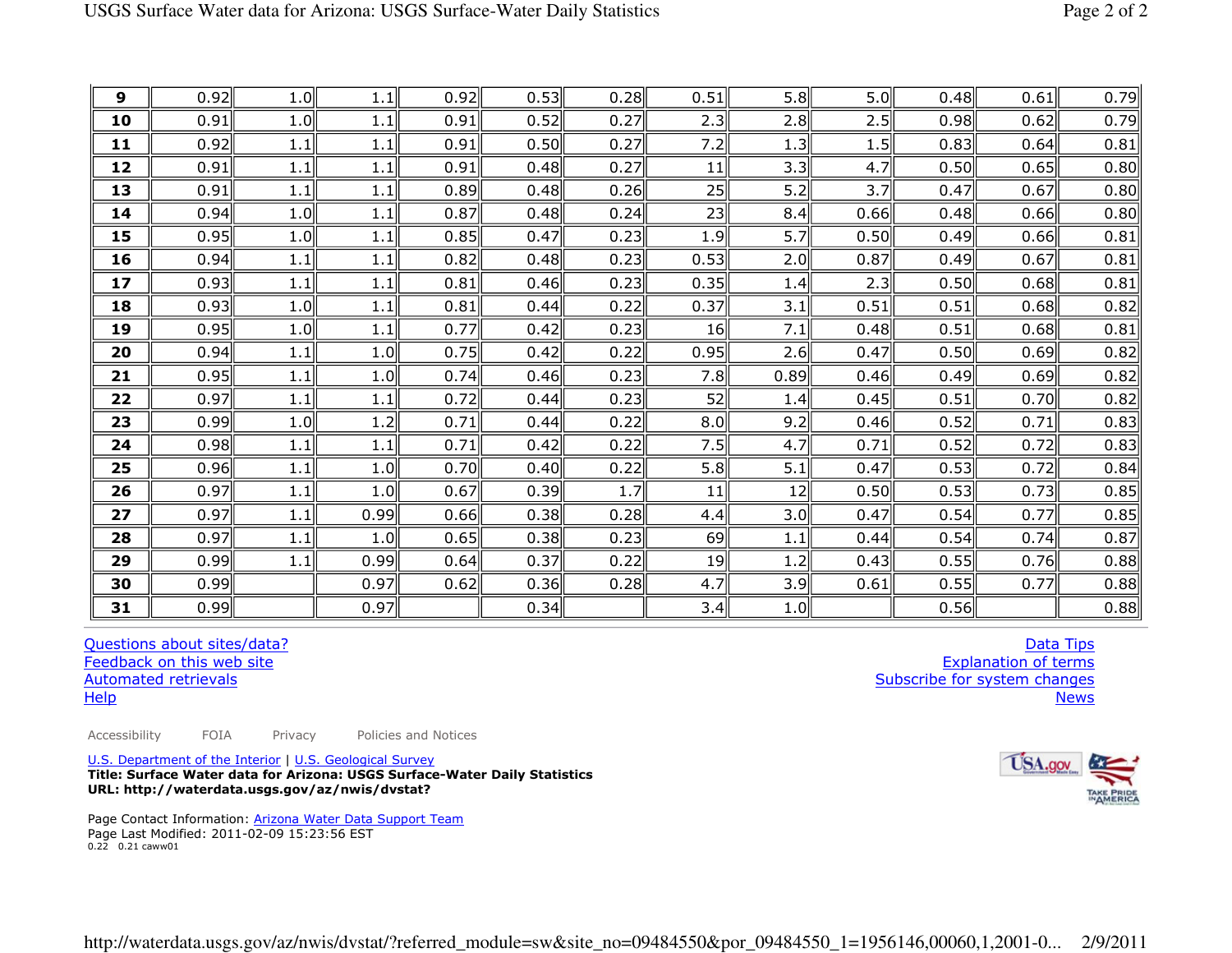| | | | | | | | | | | | | |
|---|---|---|---|---|---|---|---|---|---|---|---|---|
| **9** | 0.92 | 1.0 | 1.1 | 0.92 | 0.53 | 0.28 | 0.51 | 5.8 | 5.0 | 0.48 | 0.61 | 0.79 |
| **10** | 0.91 | 1.0 | 1.1 | 0.91 | 0.52 | 0.27 | 2.3 | 2.8 | 2.5 | 0.98 | 0.62 | 0.79 |
| **11** | 0.92 | 1.1 | 1.1 | 0.91 | 0.50 | 0.27 | 7.2 | 1.3 | 1.5 | 0.83 | 0.64 | 0.81 |
| **12** | 0.91 | 1.1 | 1.1 | 0.91 | 0.48 | 0.27 | 11 | 3.3 | 4.7 | 0.50 | 0.65 | 0.80 |
| **13** | 0.91 | 1.1 | 1.1 | 0.89 | 0.48 | 0.26 | 25 | 5.2 | 3.7 | 0.47 | 0.67 | 0.80 |
| **14** | 0.94 | 1.0 | 1.1 | 0.87 | 0.48 | 0.24 | 23 | 8.4 | 0.66 | 0.48 | 0.66 | 0.80 |
| **15** | 0.95 | 1.0 | 1.1 | 0.85 | 0.47 | 0.23 | 1.9 | 5.7 | 0.50 | 0.49 | 0.66 | 0.81 |
| **16** | 0.94 | 1.1 | 1.1 | 0.82 | 0.48 | 0.23 | 0.53 | 2.0 | 0.87 | 0.49 | 0.67 | 0.81 |
| **17** | 0.93 | 1.1 | 1.1 | 0.81 | 0.46 | 0.23 | 0.35 | 1.4 | 2.3 | 0.50 | 0.68 | 0.81 |
| **18** | 0.93 | 1.0 | 1.1 | 0.81 | 0.44 | 0.22 | 0.37 | 3.1 | 0.51 | 0.51 | 0.68 | 0.82 |
| **19** | 0.95 | 1.0 | 1.1 | 0.77 | 0.42 | 0.23 | 16 | 7.1 | 0.48 | 0.51 | 0.68 | 0.81 |
| **20** | 0.94 | 1.1 | 1.0 | 0.75 | 0.42 | 0.22 | 0.95 | 2.6 | 0.47 | 0.50 | 0.69 | 0.82 |
| **21** | 0.95 | 1.1 | 1.0 | 0.74 | 0.46 | 0.23 | 7.8 | 0.89 | 0.46 | 0.49 | 0.69 | 0.82 |
| **22** | 0.97 | 1.1 | 1.1 | 0.72 | 0.44 | 0.23 | 52 | 1.4 | 0.45 | 0.51 | 0.70 | 0.82 |
| **23** | 0.99 | 1.0 | 1.2 | 0.71 | 0.44 | 0.22 | 8.0 | 9.2 | 0.46 | 0.52 | 0.71 | 0.83 |
| **24** | 0.98 | 1.1 | 1.1 | 0.71 | 0.42 | 0.22 | 7.5 | 4.7 | 0.71 | 0.52 | 0.72 | 0.83 |
| **25** | 0.96 | 1.1 | 1.0 | 0.70 | 0.40 | 0.22 | 5.8 | 5.1 | 0.47 | 0.53 | 0.72 | 0.84 |
| **26** | 0.97 | 1.1 | 1.0 | 0.67 | 0.39 | 1.7 | 11 | 12 | 0.50 | 0.53 | 0.73 | 0.85 |
| **27** | 0.97 | 1.1 | 0.99 | 0.66 | 0.38 | 0.28 | 4.4 | 3.0 | 0.47 | 0.54 | 0.77 | 0.85 |
| **28** | 0.97 | 1.1 | 1.0 | 0.65 | 0.38 | 0.23 | 69 | 1.1 | 0.44 | 0.54 | 0.74 | 0.87 |
| **29** | 0.99 | 1.1 | 0.99 | 0.64 | 0.37 | 0.22 | 19 | 1.2 | 0.43 | 0.55 | 0.76 | 0.88 |
| **30** | 0.99 | | 0.97 | 0.62 | 0.36 | 0.28 | 4.7 | 3.9 | 0.61 | 0.55 | 0.77 | 0.88 |
| **31** | 0.99 | | 0.97 | | 0.34 | | 3.4 | 1.0 | | 0.56 | | 0.88 |

Questions about sites/data?
Feedback on this web site
Automated retrievals
Help

Data Tips
Explanation of terms
Subscribe for system changes
News

Accessibility FOIA Privacy Policies and Notices

U.S. Department of the Interior | U.S. Geological Survey
**Title: Surface Water data for Arizona: USGS Surface-Water Daily Statistics**
**URL: http://waterdata.usgs.gov/az/nwis/dvstat?**

Page Contact Information: Arizona Water Data Support Team
Page Last Modified: 2011-02-09 15:23:56 EST
0.22 0.21 caww01